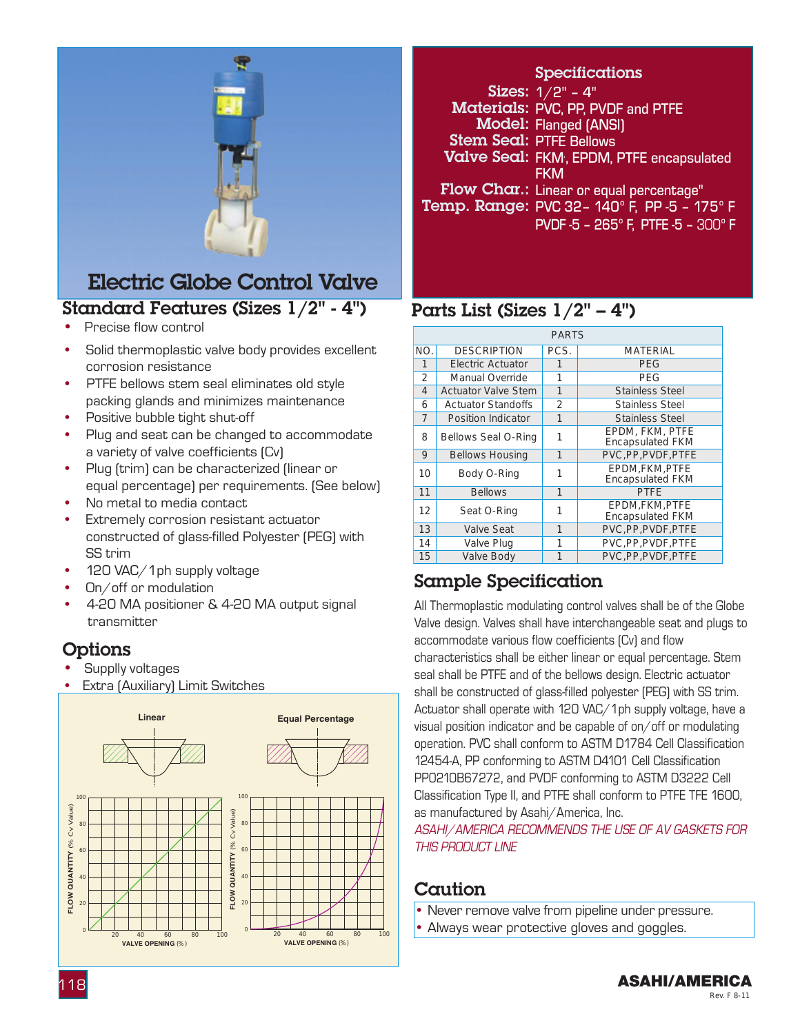# Electric Globe Control Valve

## Specifications

**Sizes:** 1/2" - 4"
**Materials:** PVC, PP, PVDF and PTFE
**Model:** Flanged (ANSI)
**Stem Seal:** PTFE Bellows
**Valve Seal:** FKM', EPDM, PTFE encapsulated FKM
**Flow Char.:** Linear or equal percentage"
**Temp. Range:** PVC 32– 140° F, PP -5 – 175° F
PVDF -5 – 265° F, PTFE -5 – 300° F

## Standard Features (Sizes 1/2" - 4")

- Precise flow control
- Solid thermoplastic valve body provides excellent corrosion resistance
- PTFE bellows stem seal eliminates old style packing glands and minimizes maintenance
- Positive bubble tight shut-off
- Plug and seat can be changed to accommodate a variety of valve coefficients (Cv)
- Plug (trim) can be characterized (linear or equal percentage) per requirements. (See below)
- No metal to media contact
- Extremely corrosion resistant actuator constructed of glass-filled Polyester (PEG) with SS trim
- 120 VAC/1ph supply voltage
- On/off or modulation
- 4-20 MA positioner & 4-20 MA output signal transmitter

## Options

- Supplly voltages
- Extra (Auxiliary) Limit Switches

Linear

Equal Percentage

FLOW QUANTITY (% Cv Value) vs. VALVE OPENING (%)

## Parts List (Sizes 1/2" – 4")

| PARTS | | | |
|---|---|---|---|
| NO. | DESCRIPTION | PCS. | MATERIAL |
| 1 | Electric Actuator | 1 | PEG |
| 2 | Manual Override | 1 | PEG |
| 4 | Actuator Valve Stem | 1 | Stainless Steel |
| 6 | Actuator Standoffs | 2 | Stainless Steel |
| 7 | Position Indicator | 1 | Stainless Steel |
| 8 | Bellows Seal O-Ring | 1 | EPDM, FKM, PTFE Encapsulated FKM |
| 9 | Bellows Housing | 1 | PVC,PP,PVDF,PTFE |
| 10 | Body O-Ring | 1 | EPDM,FKM,PTFE Encapsulated FKM |
| 11 | Bellows | 1 | PTFE |
| 12 | Seat O-Ring | 1 | EPDM,FKM,PTFE Encapsulated FKM |
| 13 | Valve Seat | 1 | PVC,PP,PVDF,PTFE |
| 14 | Valve Plug | 1 | PVC,PP,PVDF,PTFE |
| 15 | Valve Body | 1 | PVC,PP,PVDF,PTFE |

## Sample Specification

All Thermoplastic modulating control valves shall be of the Globe Valve design. Valves shall have interchangeable seat and plugs to accommodate various flow coefficients (Cv) and flow characteristics shall be either linear or equal percentage. Stem seal shall be PTFE and of the bellows design. Electric actuator shall be constructed of glass-filled polyester (PEG) with SS trim. Actuator shall operate with 120 VAC/1ph supply voltage, have a visual position indicator and be capable of on/off or modulating operation. PVC shall conform to ASTM D1784 Cell Classification 12454-A, PP conforming to ASTM D4101 Cell Classification PP0210B67272, and PVDF conforming to ASTM D3222 Cell Classification Type II, and PTFE shall conform to PTFE TFE 1600, as manufactured by Asahi/America, Inc.

*ASAHI/AMERICA RECOMMENDS THE USE OF AV GASKETS FOR THIS PRODUCT LINE*

## Caution

- Never remove valve from pipeline under pressure.
- Always wear protective gloves and goggles.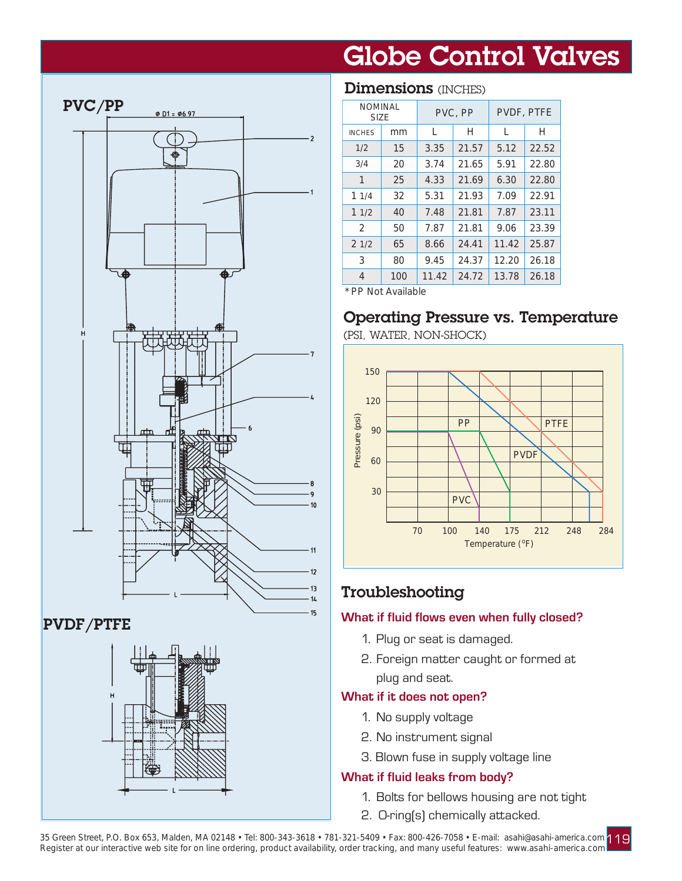# Globe Control Valves

**PVC/PP**

Ø D1 = Ø6.97

H

L

2
1
7
4
6
8
9
10
11
12
13
14
15

**PVDF/PTFE**

H

L

## Dimensions (INCHES)

| NOMINAL SIZE | | PVC, PP | | PVDF, PTFE | |
|---|---|---|---|---|---|
| INCHES | mm | L | H | L | H |
| 1/2 | 15 | 3.35 | 21.57 | 5.12 | 22.52 |
| 3/4 | 20 | 3.74 | 21.65 | 5.91 | 22.80 |
| 1 | 25 | 4.33 | 21.69 | 6.30 | 22.80 |
| 1 1/4 | 32 | 5.31 | 21.93 | 7.09 | 22.91 |
| 1 1/2 | 40 | 7.48 | 21.81 | 7.87 | 23.11 |
| 2 | 50 | 7.87 | 21.81 | 9.06 | 23.39 |
| 2 1/2 | 65 | 8.66 | 24.41 | 11.42 | 25.87 |
| 3 | 80 | 9.45 | 24.37 | 12.20 | 26.18 |
| 4 | 100 | 11.42 | 24.72 | 13.78 | 26.18 |

*PP Not Available

## Operating Pressure vs. Temperature

(PSI, WATER, NON-SHOCK)

Pressure (psi)
150
120
90
60
30

Temperature (°F)
70 100 140 175 212 248 284

PP
PTFE
PVDF
PVC

## Troubleshooting

**What if fluid flows even when fully closed?**

1. Plug or seat is damaged.
2. Foreign matter caught or formed at plug and seat.

**What if it does not open?**

1. No supply voltage
2. No instrument signal
3. Blown fuse in supply voltage line

**What if fluid leaks from body?**

1. Bolts for bellows housing are not tight
2. O-ring(s) chemically attacked.